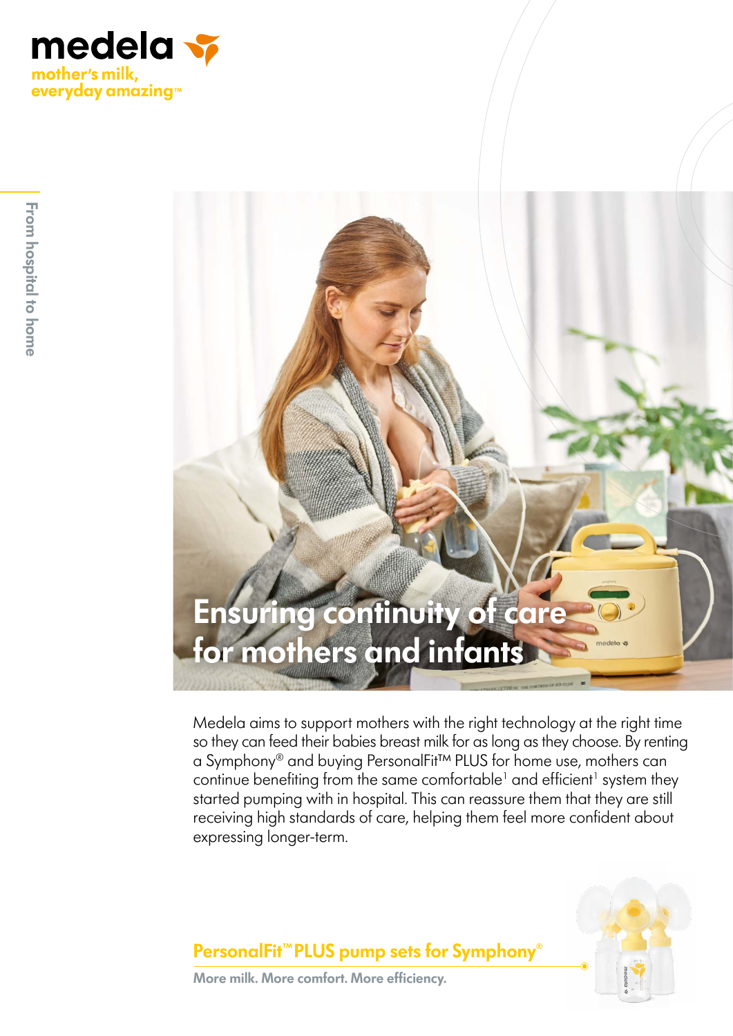medela

mother's milk, everyday amazing™

From hospital to home

# Ensuring continuity of care for mothers and infants

Medela aims to support mothers with the right technology at the right time so they can feed their babies breast milk for as long as they choose. By renting a Symphony® and buying PersonalFit™ PLUS for home use, mothers can continue benefiting from the same comfortable[1] and efficient[1] system they started pumping with in hospital. This can reassure them that they are still receiving high standards of care, helping them feel more confident about expressing longer-term.

## PersonalFit™ PLUS pump sets for Symphony®

**More milk. More comfort. More efficiency.**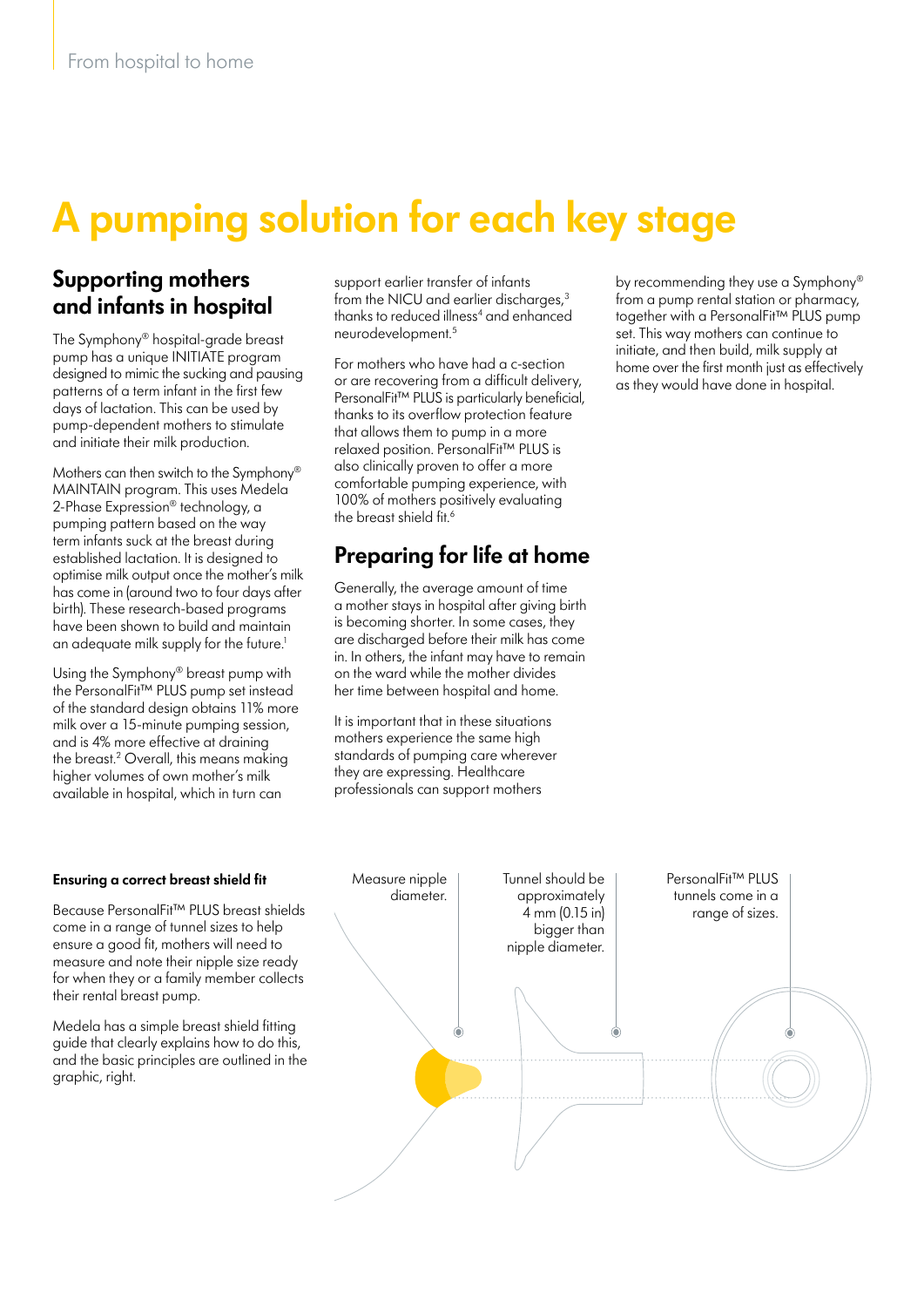# A pumping solution for each key stage

## Supporting mothers and infants in hospital

The Symphony® hospital-grade breast pump has a unique INITIATE program designed to mimic the sucking and pausing patterns of a term infant in the first few days of lactation. This can be used by pump-dependent mothers to stimulate and initiate their milk production.

Mothers can then switch to the Symphony® MAINTAIN program. This uses Medela 2-Phase Expression® technology, a pumping pattern based on the way term infants suck at the breast during established lactation. It is designed to optimise milk output once the mother's milk has come in (around two to four days after birth). These research-based programs have been shown to build and maintain an adequate milk supply for the future.[1]

Using the Symphony® breast pump with the PersonalFit™ PLUS pump set instead of the standard design obtains 11% more milk over a 15-minute pumping session, and is 4% more effective at draining the breast.[2] Overall, this means making higher volumes of own mother's milk available in hospital, which in turn can support earlier transfer of infants from the NICU and earlier discharges,[3] thanks to reduced illness[4] and enhanced neurodevelopment.[5]

For mothers who have had a c-section or are recovering from a difficult delivery, PersonalFit™ PLUS is particularly beneficial, thanks to its overflow protection feature that allows them to pump in a more relaxed position. PersonalFit™ PLUS is also clinically proven to offer a more comfortable pumping experience, with 100% of mothers positively evaluating the breast shield fit.[6]

## Preparing for life at home

Generally, the average amount of time a mother stays in hospital after giving birth is becoming shorter. In some cases, they are discharged before their milk has come in. In others, the infant may have to remain on the ward while the mother divides her time between hospital and home.

It is important that in these situations mothers experience the same high standards of pumping care wherever they are expressing. Healthcare professionals can support mothers by recommending they use a Symphony® from a pump rental station or pharmacy, together with a PersonalFit™ PLUS pump set. This way mothers can continue to initiate, and then build, milk supply at home over the first month just as effectively as they would have done in hospital.

### Ensuring a correct breast shield fit

Because PersonalFit™ PLUS breast shields come in a range of tunnel sizes to help ensure a good fit, mothers will need to measure and note their nipple size ready for when they or a family member collects their rental breast pump.

Medela has a simple breast shield fitting guide that clearly explains how to do this, and the basic principles are outlined in the graphic, right.

Measure nipple diameter.

Tunnel should be approximately 4 mm (0.15 in) bigger than nipple diameter.

PersonalFit™ PLUS tunnels come in a range of sizes.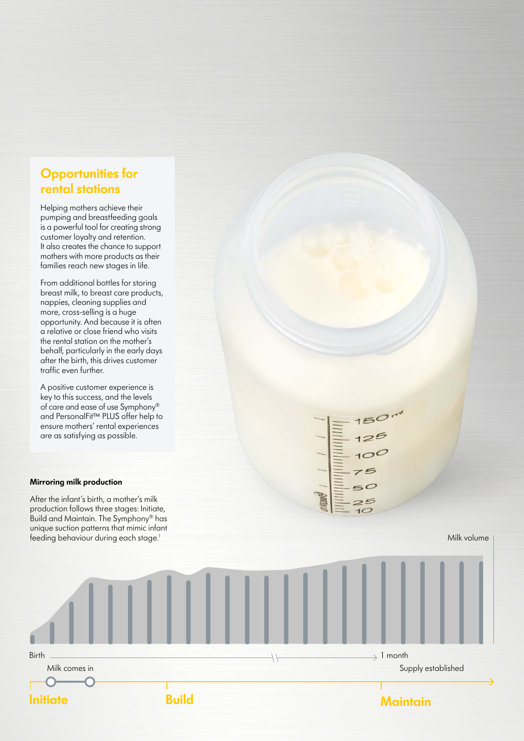## Opportunities for rental stations

Helping mothers achieve their pumping and breastfeeding goals is a powerful tool for creating strong customer loyalty and retention. It also creates the chance to support mothers with more products as their families reach new stages in life.

From additional bottles for storing breast milk, to breast care products, nappies, cleaning supplies and more, cross-selling is a huge opportunity. And because it is often a relative or close friend who visits the rental station on the mother's behalf, particularly in the early days after the birth, this drives customer traffic even further.

A positive customer experience is key to this success, and the levels of care and ease of use Symphony® and PersonalFit™ PLUS offer help to ensure mothers' rental experiences are as satisfying as possible.

**Mirroring milk production**

After the infant's birth, a mother's milk production follows three stages: Initiate, Build and Maintain. The Symphony® has unique suction patterns that mimic infant feeding behaviour during each stage.[1]

Milk volume

Birth — Milk comes in — 1 month — Supply established

**Initiate** — **Build** — **Maintain**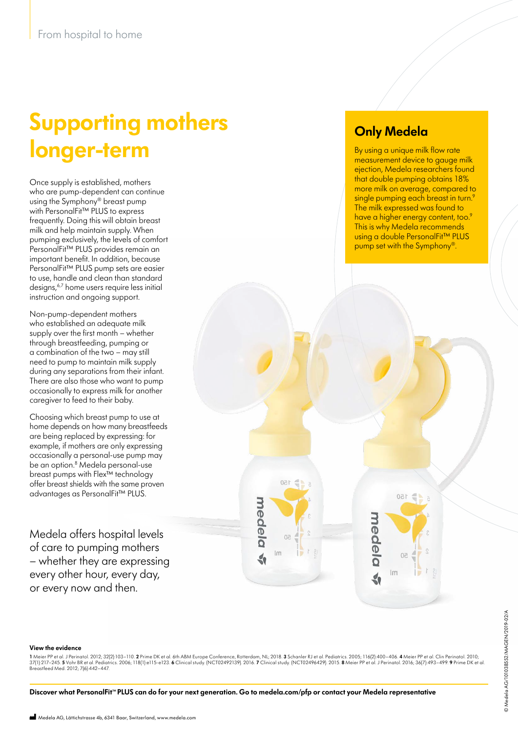# Supporting mothers longer-term

Once supply is established, mothers who are pump-dependent can continue using the Symphony® breast pump with PersonalFit™ PLUS to express frequently. Doing this will obtain breast milk and help maintain supply. When pumping exclusively, the levels of comfort PersonalFit™ PLUS provides remain an important benefit. In addition, because PersonalFit™ PLUS pump sets are easier to use, handle and clean than standard designs,[6,7] home users require less initial instruction and ongoing support.

Non-pump-dependent mothers who established an adequate milk supply over the first month – whether through breastfeeding, pumping or a combination of the two – may still need to pump to maintain milk supply during any separations from their infant. There are also those who want to pump occasionally to express milk for another caregiver to feed to their baby.

Choosing which breast pump to use at home depends on how many breastfeeds are being replaced by expressing: for example, if mothers are only expressing occasionally a personal-use pump may be an option.[8] Medela personal-use breast pumps with Flex™ technology offer breast shields with the same proven advantages as PersonalFit™ PLUS.

Medela offers hospital levels of care to pumping mothers – whether they are expressing every other hour, every day, or every now and then.

## Only Medela

By using a unique milk flow rate measurement device to gauge milk ejection, Medela researchers found that double pumping obtains 18% more milk on average, compared to single pumping each breast in turn.[9] The milk expressed was found to have a higher energy content, too.[9] This is why Medela recommends using a double PersonalFit™ PLUS pump set with the Symphony®.

**View the evidence**

**1** Meier PP et al. J Perinatol. 2012; 32(2):103–110. **2** Prime DK et al. 6th ABM Europe Conference, Rotterdam, NL; 2018. **3** Schanler RJ et al. Pediatrics. 2005; 116(2):400–406. **4** Meier PP et al. Clin Perinatol. 2010; 37(1):217–245. **5** Vohr BR et al. Pediatrics. 2006; 118(1):e115-e123. **6** Clinical study. (NCT02492139). 2016. **7** Clinical study. (NCT02496429). 2015. **8** Meier PP et al. J Perinatol. 2016; 36(7):493–499. **9** Prime DK et al. Breastfeed Med. 2012; 7(6):442–447.

**Discover what PersonalFit™ PLUS can do for your next generation. Go to medela.com/pfp or contact your Medela representative**

Medela AG, Lättichstrasse 4b, 6341 Baar, Switzerland, www.medela.com

© Medela AG/101038552/MAGEN/2019-02/A